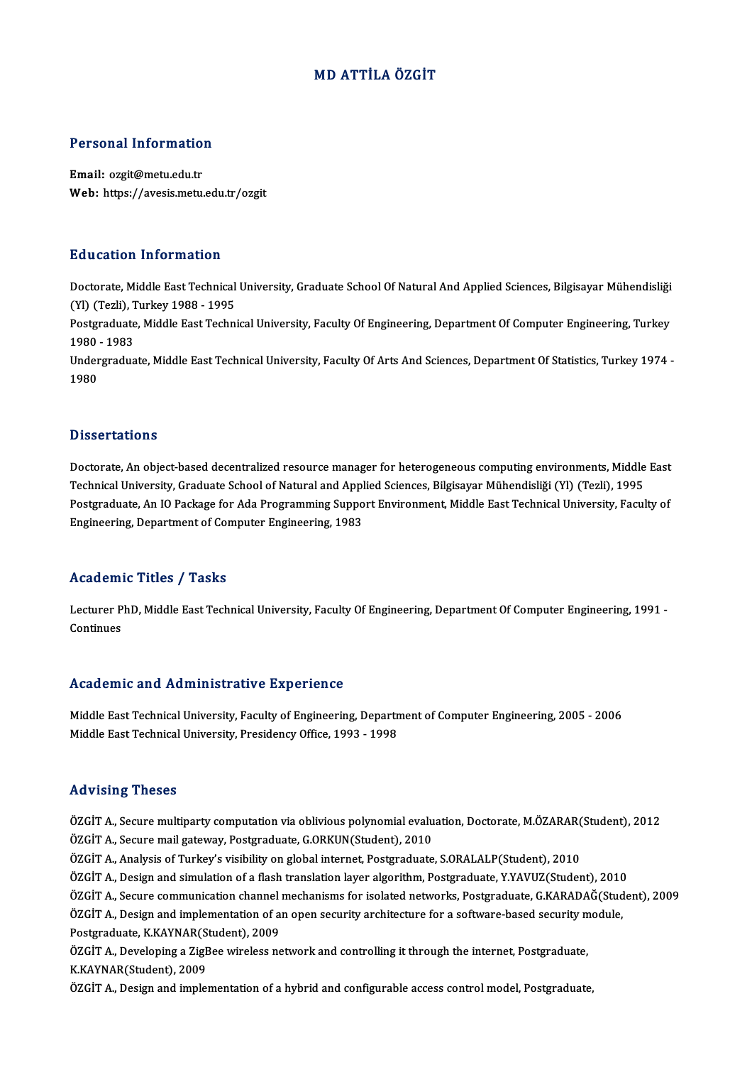# MD ATTİLA ÖZGİT

## Personal Information

**Email:** ozgit@metu.edu.tr
**Web:** https://avesis.metu.edu.tr/ozgit

## Education Information

Doctorate, Middle East Technical University, Graduate School Of Natural And Applied Sciences, Bilgisayar Mühendisliği (Yl) (Tezli), Turkey 1988 - 1995
Postgraduate, Middle East Technical University, Faculty Of Engineering, Department Of Computer Engineering, Turkey 1980 - 1983
Undergraduate, Middle East Technical University, Faculty Of Arts And Sciences, Department Of Statistics, Turkey 1974 - 1980

## Dissertations

Doctorate, An object-based decentralized resource manager for heterogeneous computing environments, Middle East Technical University, Graduate School of Natural and Applied Sciences, Bilgisayar Mühendisliği (Yl) (Tezli), 1995
Postgraduate, An IO Package for Ada Programming Support Environment, Middle East Technical University, Faculty of Engineering, Department of Computer Engineering, 1983

## Academic Titles / Tasks

Lecturer PhD, Middle East Technical University, Faculty Of Engineering, Department Of Computer Engineering, 1991 - Continues

## Academic and Administrative Experience

Middle East Technical University, Faculty of Engineering, Department of Computer Engineering, 2005 - 2006
Middle East Technical University, Presidency Office, 1993 - 1998

## Advising Theses

ÖZGİT A., Secure multiparty computation via oblivious polynomial evaluation, Doctorate, M.ÖZARAR(Student), 2012
ÖZGİT A., Secure mail gateway, Postgraduate, G.ORKUN(Student), 2010
ÖZGİT A., Analysis of Turkey's visibility on global internet, Postgraduate, S.ORALALP(Student), 2010
ÖZGİT A., Design and simulation of a flash translation layer algorithm, Postgraduate, Y.YAVUZ(Student), 2010
ÖZGİT A., Secure communication channel mechanisms for isolated networks, Postgraduate, G.KARADAĞ(Student), 2009
ÖZGİT A., Design and implementation of an open security architecture for a software-based security module, Postgraduate, K.KAYNAR(Student), 2009
ÖZGİT A., Developing a ZigBee wireless network and controlling it through the internet, Postgraduate, K.KAYNAR(Student), 2009
ÖZGİT A., Design and implementation of a hybrid and configurable access control model, Postgraduate,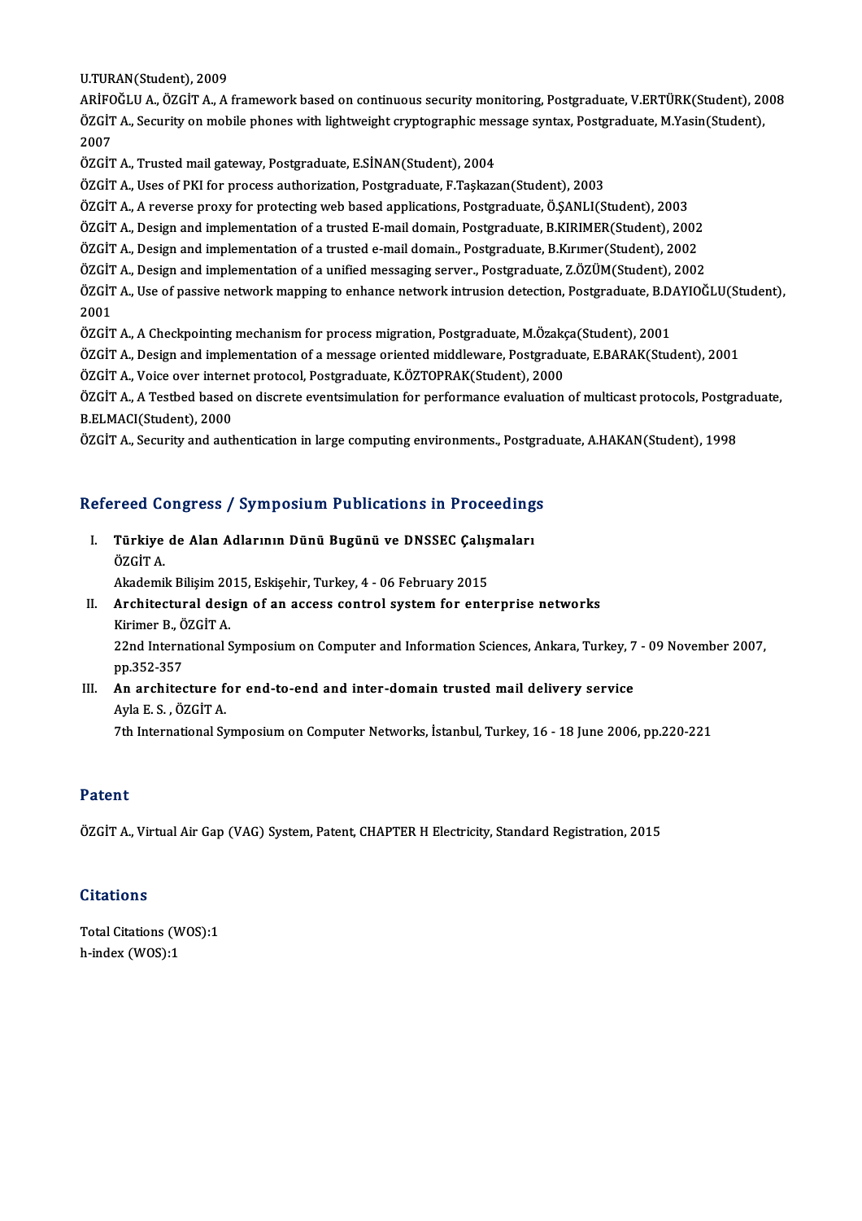U.TURAN(Student), 2009

ARİFOĞLU A., ÖZGİT A., A framework based on continuous security monitoring, Postgraduate, V.ERTÜRK(Student), 2008

ÖZGİT A., Security on mobile phones with lightweight cryptographic message syntax, Postgraduate, M.Yasin(Student), 2007

ÖZGİT A., Trusted mail gateway, Postgraduate, E.SİNAN(Student), 2004

ÖZGİT A., Uses of PKI for process authorization, Postgraduate, F.Taşkazan(Student), 2003

ÖZGİT A., A reverse proxy for protecting web based applications, Postgraduate, Ö.ŞANLI(Student), 2003

ÖZGİT A., Design and implementation of a trusted E-mail domain, Postgraduate, B.KIRIMER(Student), 2002

ÖZGİT A., Design and implementation of a trusted e-mail domain., Postgraduate, B.Kırımer(Student), 2002

ÖZGİT A., Design and implementation of a unified messaging server., Postgraduate, Z.ÖZÜM(Student), 2002

ÖZGİT A., Use of passive network mapping to enhance network intrusion detection, Postgraduate, B.DAYIOĞLU(Student), 2001

ÖZGİT A., A Checkpointing mechanism for process migration, Postgraduate, M.Özakça(Student), 2001

ÖZGİT A., Design and implementation of a message oriented middleware, Postgraduate, E.BARAK(Student), 2001

ÖZGİT A., Voice over internet protocol, Postgraduate, K.ÖZTOPRAK(Student), 2000

ÖZGİT A., A Testbed based on discrete eventsimulation for performance evaluation of multicast protocols, Postgraduate, B.ELMACI(Student), 2000

ÖZGİT A., Security and authentication in large computing environments., Postgraduate, A.HAKAN(Student), 1998

## Refereed Congress / Symposium Publications in Proceedings

I. **Türkiye de Alan Adlarının Dünü Bugünü ve DNSSEC Çalışmaları**
   ÖZGİT A.
   Akademik Bilişim 2015, Eskişehir, Turkey, 4 - 06 February 2015

II. **Architectural design of an access control system for enterprise networks**
   Kirimer B., ÖZGİT A.
   22nd International Symposium on Computer and Information Sciences, Ankara, Turkey, 7 - 09 November 2007, pp.352-357

III. **An architecture for end-to-end and inter-domain trusted mail delivery service**
   Ayla E. S. , ÖZGİT A.
   7th International Symposium on Computer Networks, İstanbul, Turkey, 16 - 18 June 2006, pp.220-221

## Patent

ÖZGİT A., Virtual Air Gap (VAG) System, Patent, CHAPTER H Electricity, Standard Registration, 2015

## Citations

Total Citations (WOS):1

h-index (WOS):1